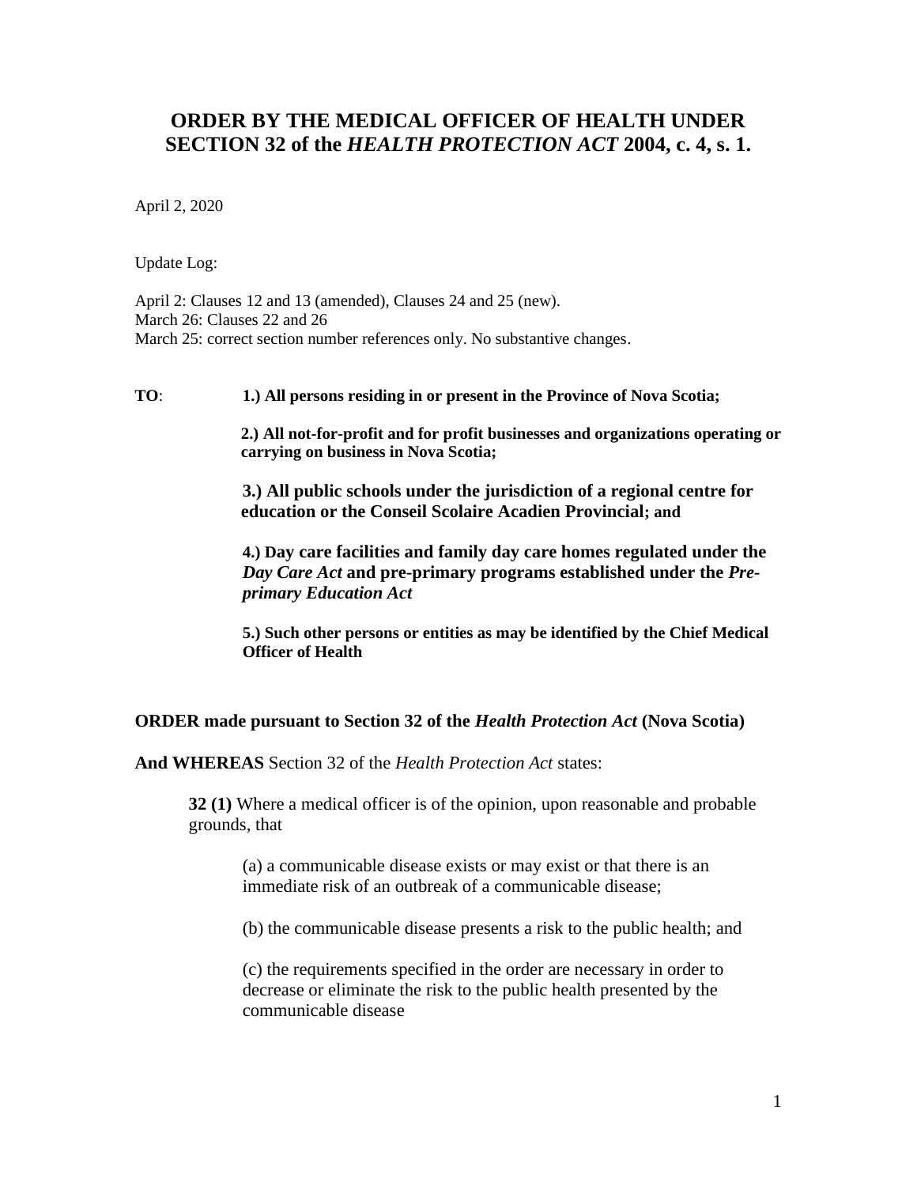# ORDER BY THE MEDICAL OFFICER OF HEALTH UNDER SECTION 32 of the *HEALTH PROTECTION ACT* 2004, c. 4, s. 1.

April 2, 2020

Update Log:

April 2: Clauses 12 and 13 (amended), Clauses 24 and 25 (new).
March 26: Clauses 22 and 26
March 25: correct section number references only. No substantive changes.

**TO**:

**1.) All persons residing in or present in the Province of Nova Scotia;**

**2.) All not-for-profit and for profit businesses and organizations operating or carrying on business in Nova Scotia;**

**3.) All public schools under the jurisdiction of a regional centre for education or the Conseil Scolaire Acadien Provincial; and**

**4.) Day care facilities and family day care homes regulated under the *Day Care Act* and pre-primary programs established under the *Pre-primary Education Act***

**5.) Such other persons or entities as may be identified by the Chief Medical Officer of Health**

**ORDER made pursuant to Section 32 of the *Health Protection Act* (Nova Scotia)**

**And WHEREAS** Section 32 of the *Health Protection Act* states:

> **32 (1)** Where a medical officer is of the opinion, upon reasonable and probable grounds, that
>
> (a) a communicable disease exists or may exist or that there is an immediate risk of an outbreak of a communicable disease;
>
> (b) the communicable disease presents a risk to the public health; and
>
> (c) the requirements specified in the order are necessary in order to decrease or eliminate the risk to the public health presented by the communicable disease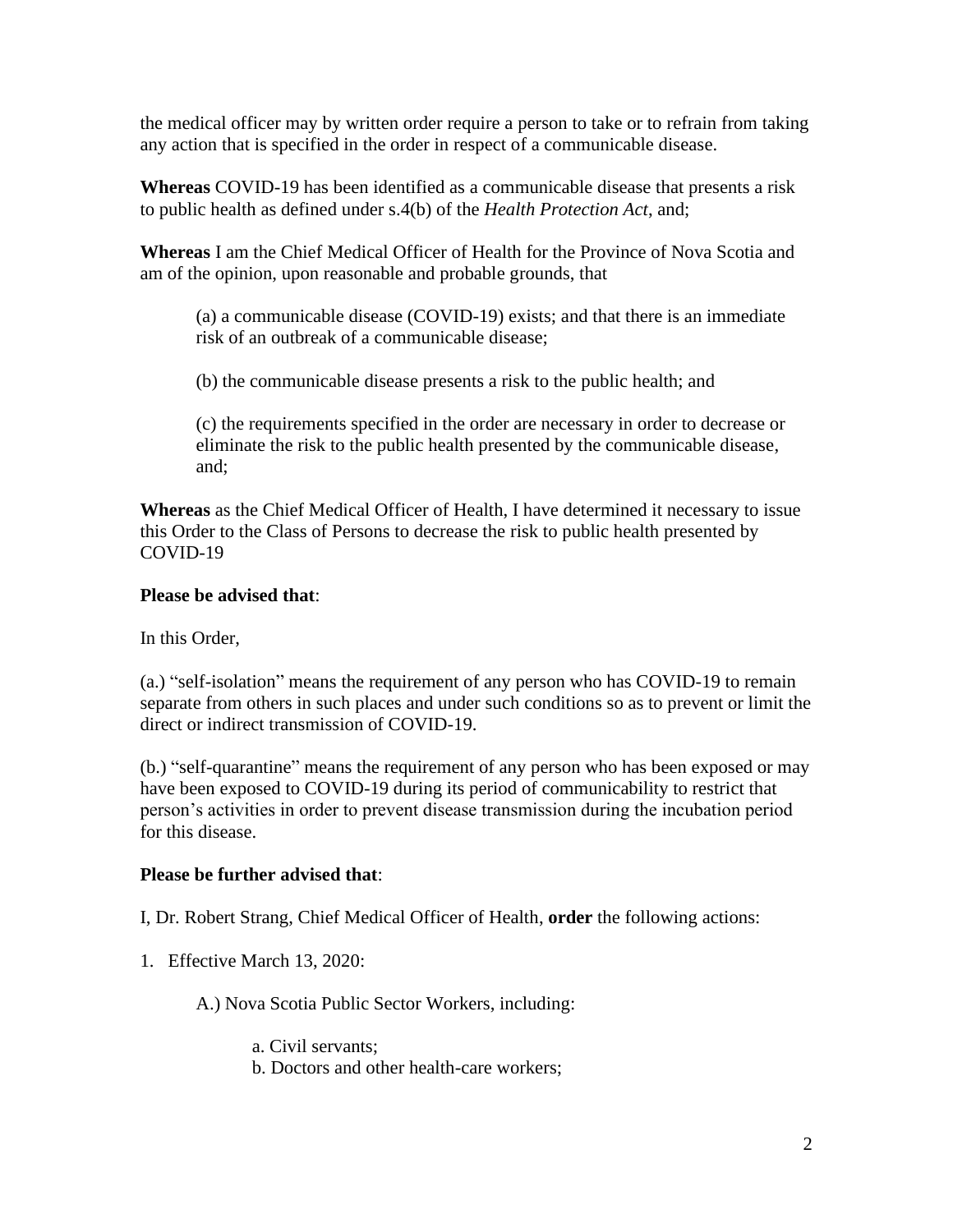the medical officer may by written order require a person to take or to refrain from taking any action that is specified in the order in respect of a communicable disease.

**Whereas** COVID-19 has been identified as a communicable disease that presents a risk to public health as defined under s.4(b) of the *Health Protection Act*, and;

**Whereas** I am the Chief Medical Officer of Health for the Province of Nova Scotia and am of the opinion, upon reasonable and probable grounds, that

> (a) a communicable disease (COVID-19) exists; and that there is an immediate risk of an outbreak of a communicable disease;
>
> (b) the communicable disease presents a risk to the public health; and
>
> (c) the requirements specified in the order are necessary in order to decrease or eliminate the risk to the public health presented by the communicable disease, and;

**Whereas** as the Chief Medical Officer of Health, I have determined it necessary to issue this Order to the Class of Persons to decrease the risk to public health presented by COVID-19

**Please be advised that**:

In this Order,

(a.) "self-isolation" means the requirement of any person who has COVID-19 to remain separate from others in such places and under such conditions so as to prevent or limit the direct or indirect transmission of COVID-19.

(b.) "self-quarantine" means the requirement of any person who has been exposed or may have been exposed to COVID-19 during its period of communicability to restrict that person's activities in order to prevent disease transmission during the incubation period for this disease.

**Please be further advised that**:

I, Dr. Robert Strang, Chief Medical Officer of Health, **order** the following actions:

1. Effective March 13, 2020:

    A.) Nova Scotia Public Sector Workers, including:

    a. Civil servants;
    b. Doctors and other health-care workers;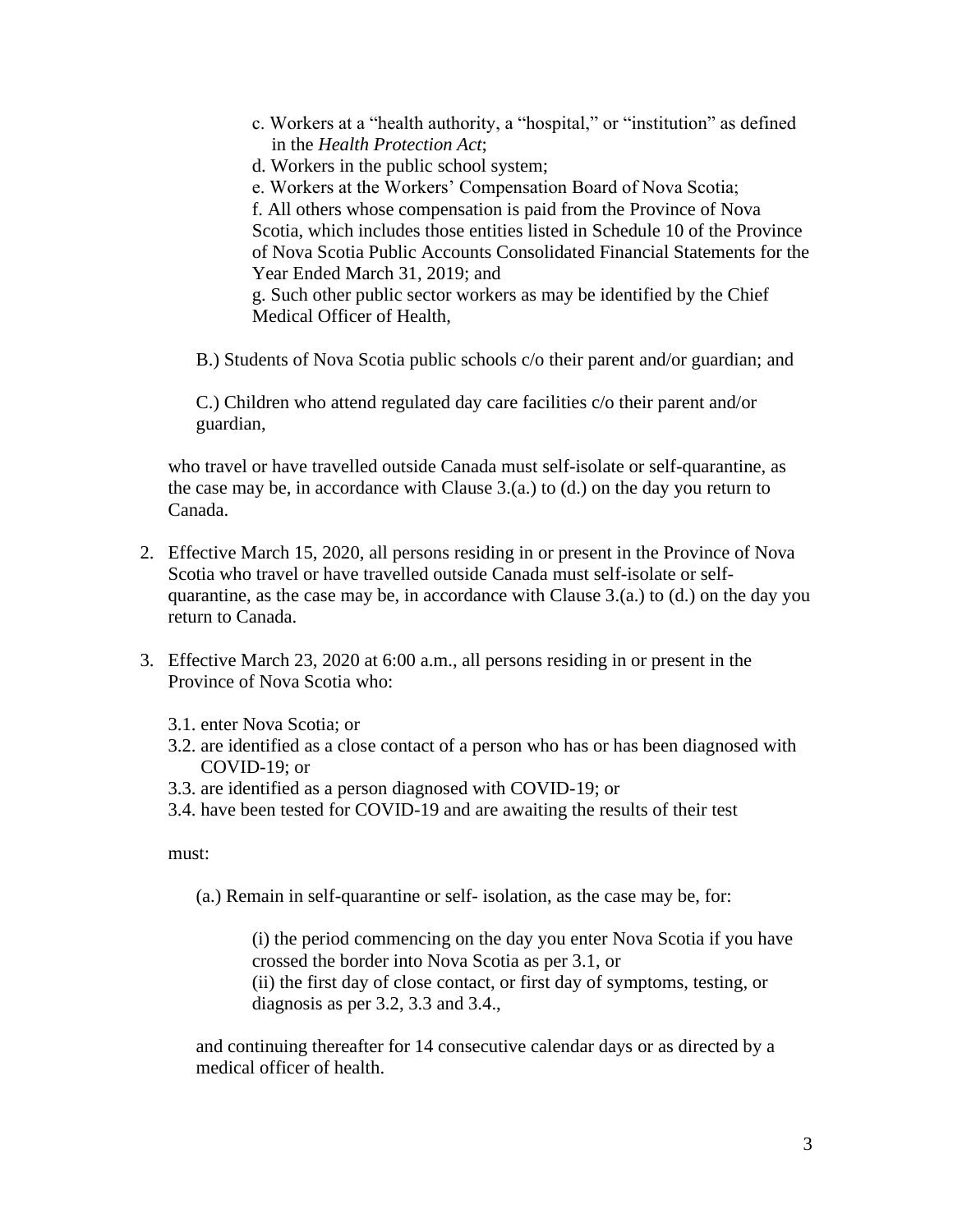c. Workers at a "health authority, a "hospital," or "institution" as defined in the *Health Protection Act*;

d. Workers in the public school system;

e. Workers at the Workers' Compensation Board of Nova Scotia;

f. All others whose compensation is paid from the Province of Nova Scotia, which includes those entities listed in Schedule 10 of the Province of Nova Scotia Public Accounts Consolidated Financial Statements for the Year Ended March 31, 2019; and

g. Such other public sector workers as may be identified by the Chief Medical Officer of Health,

B.) Students of Nova Scotia public schools c/o their parent and/or guardian; and

C.) Children who attend regulated day care facilities c/o their parent and/or guardian,

who travel or have travelled outside Canada must self-isolate or self-quarantine, as the case may be, in accordance with Clause 3.(a.) to (d.) on the day you return to Canada.

2. Effective March 15, 2020, all persons residing in or present in the Province of Nova Scotia who travel or have travelled outside Canada must self-isolate or self-quarantine, as the case may be, in accordance with Clause 3.(a.) to (d.) on the day you return to Canada.

3. Effective March 23, 2020 at 6:00 a.m., all persons residing in or present in the Province of Nova Scotia who:

   3.1. enter Nova Scotia; or
   3.2. are identified as a close contact of a person who has or has been diagnosed with COVID-19; or
   3.3. are identified as a person diagnosed with COVID-19; or
   3.4. have been tested for COVID-19 and are awaiting the results of their test

   must:

   (a.) Remain in self-quarantine or self- isolation, as the case may be, for:

   (i) the period commencing on the day you enter Nova Scotia if you have crossed the border into Nova Scotia as per 3.1, or
   (ii) the first day of close contact, or first day of symptoms, testing, or diagnosis as per 3.2, 3.3 and 3.4.,

   and continuing thereafter for 14 consecutive calendar days or as directed by a medical officer of health.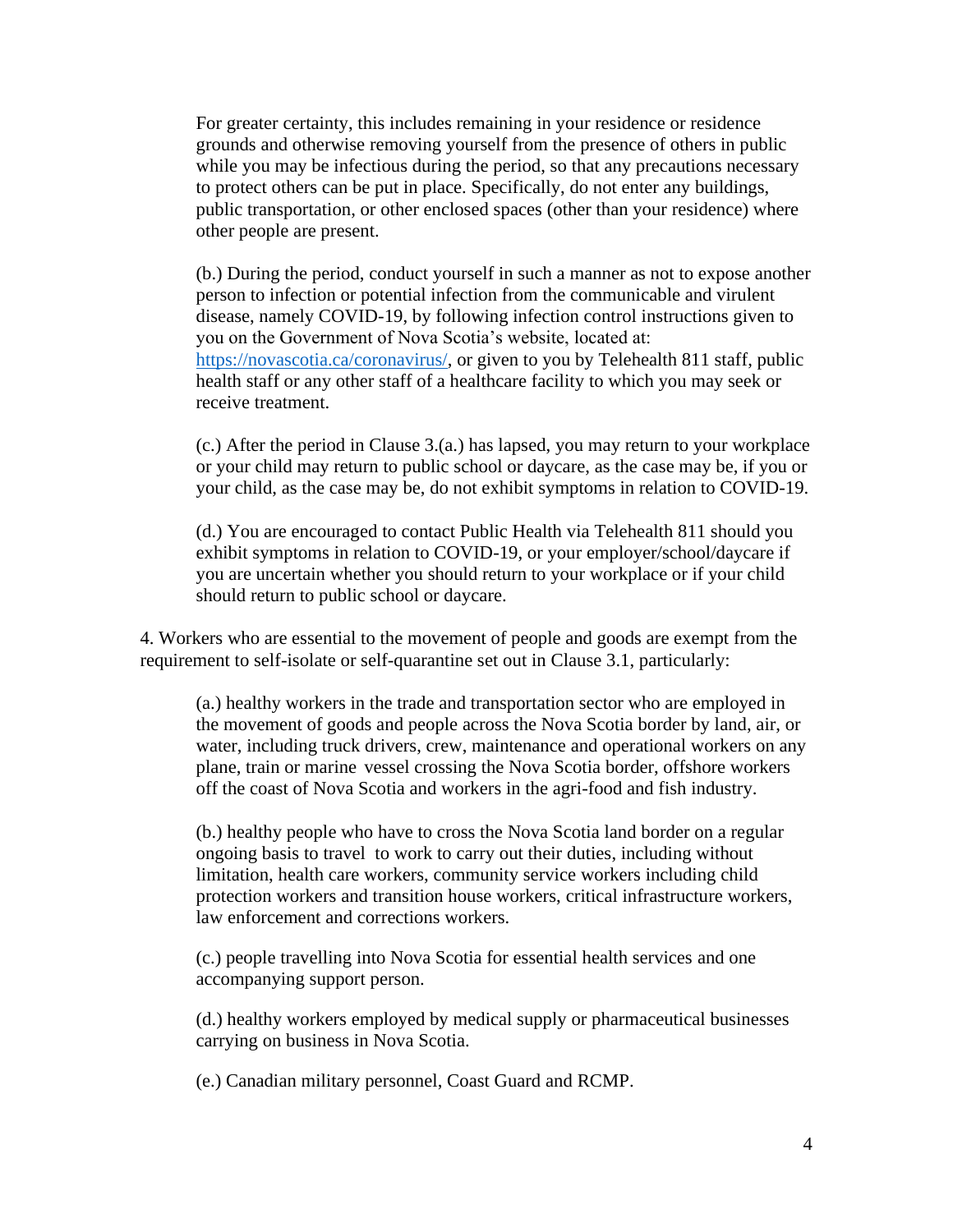For greater certainty, this includes remaining in your residence or residence grounds and otherwise removing yourself from the presence of others in public while you may be infectious during the period, so that any precautions necessary to protect others can be put in place. Specifically, do not enter any buildings, public transportation, or other enclosed spaces (other than your residence) where other people are present.

(b.) During the period, conduct yourself in such a manner as not to expose another person to infection or potential infection from the communicable and virulent disease, namely COVID-19, by following infection control instructions given to you on the Government of Nova Scotia's website, located at: https://novascotia.ca/coronavirus/, or given to you by Telehealth 811 staff, public health staff or any other staff of a healthcare facility to which you may seek or receive treatment.

(c.) After the period in Clause 3.(a.) has lapsed, you may return to your workplace or your child may return to public school or daycare, as the case may be, if you or your child, as the case may be, do not exhibit symptoms in relation to COVID-19.

(d.) You are encouraged to contact Public Health via Telehealth 811 should you exhibit symptoms in relation to COVID-19, or your employer/school/daycare if you are uncertain whether you should return to your workplace or if your child should return to public school or daycare.

4. Workers who are essential to the movement of people and goods are exempt from the requirement to self-isolate or self-quarantine set out in Clause 3.1, particularly:

(a.) healthy workers in the trade and transportation sector who are employed in the movement of goods and people across the Nova Scotia border by land, air, or water, including truck drivers, crew, maintenance and operational workers on any plane, train or marine vessel crossing the Nova Scotia border, offshore workers off the coast of Nova Scotia and workers in the agri-food and fish industry.

(b.) healthy people who have to cross the Nova Scotia land border on a regular ongoing basis to travel to work to carry out their duties, including without limitation, health care workers, community service workers including child protection workers and transition house workers, critical infrastructure workers, law enforcement and corrections workers.

(c.) people travelling into Nova Scotia for essential health services and one accompanying support person.

(d.) healthy workers employed by medical supply or pharmaceutical businesses carrying on business in Nova Scotia.

(e.) Canadian military personnel, Coast Guard and RCMP.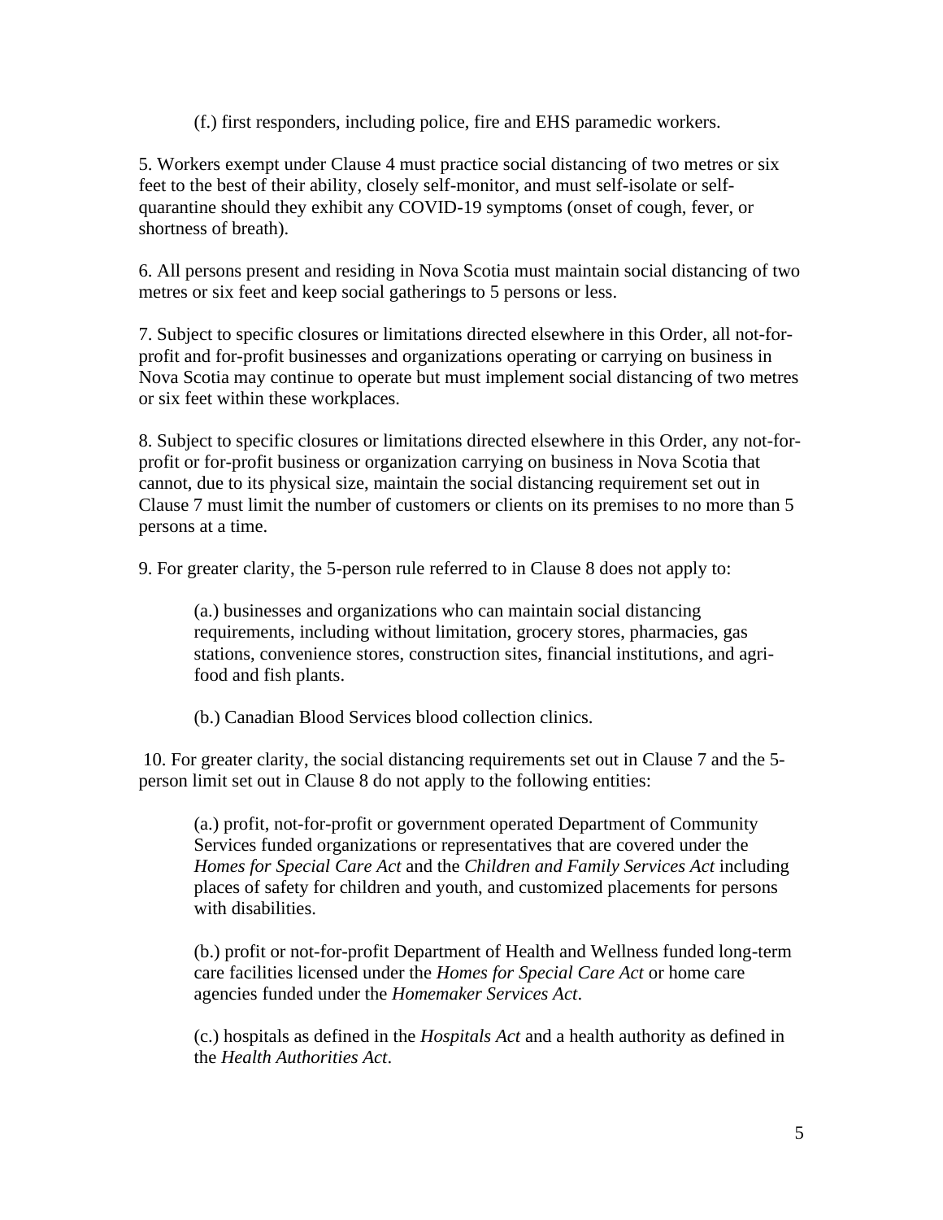(f.) first responders, including police, fire and EHS paramedic workers.

5. Workers exempt under Clause 4 must practice social distancing of two metres or six feet to the best of their ability, closely self-monitor, and must self-isolate or self-quarantine should they exhibit any COVID-19 symptoms (onset of cough, fever, or shortness of breath).

6. All persons present and residing in Nova Scotia must maintain social distancing of two metres or six feet and keep social gatherings to 5 persons or less.

7. Subject to specific closures or limitations directed elsewhere in this Order, all not-for-profit and for-profit businesses and organizations operating or carrying on business in Nova Scotia may continue to operate but must implement social distancing of two metres or six feet within these workplaces.

8. Subject to specific closures or limitations directed elsewhere in this Order, any not-for-profit or for-profit business or organization carrying on business in Nova Scotia that cannot, due to its physical size, maintain the social distancing requirement set out in Clause 7 must limit the number of customers or clients on its premises to no more than 5 persons at a time.

9. For greater clarity, the 5-person rule referred to in Clause 8 does not apply to:

(a.) businesses and organizations who can maintain social distancing requirements, including without limitation, grocery stores, pharmacies, gas stations, convenience stores, construction sites, financial institutions, and agri-food and fish plants.

(b.) Canadian Blood Services blood collection clinics.

10. For greater clarity, the social distancing requirements set out in Clause 7 and the 5-person limit set out in Clause 8 do not apply to the following entities:

(a.) profit, not-for-profit or government operated Department of Community Services funded organizations or representatives that are covered under the *Homes for Special Care Act* and the *Children and Family Services Act* including places of safety for children and youth, and customized placements for persons with disabilities.

(b.) profit or not-for-profit Department of Health and Wellness funded long-term care facilities licensed under the *Homes for Special Care Act* or home care agencies funded under the *Homemaker Services Act*.

(c.) hospitals as defined in the *Hospitals Act* and a health authority as defined in the *Health Authorities Act*.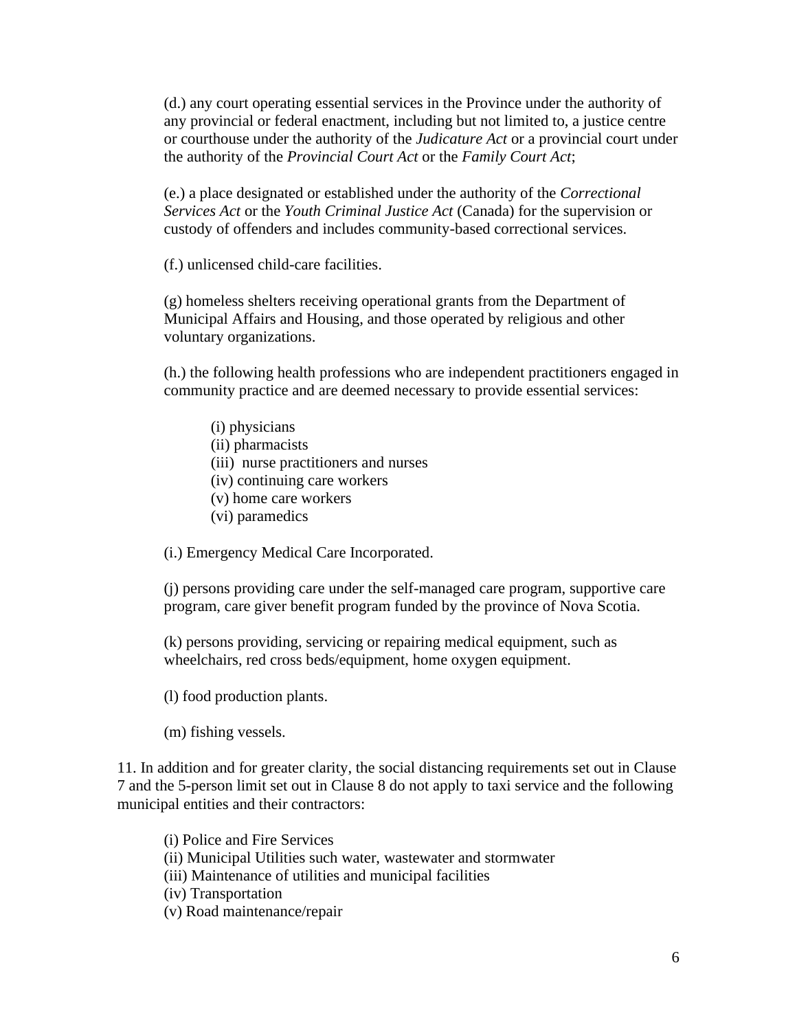(d.) any court operating essential services in the Province under the authority of any provincial or federal enactment, including but not limited to, a justice centre or courthouse under the authority of the *Judicature Act* or a provincial court under the authority of the *Provincial Court Act* or the *Family Court Act*;

(e.) a place designated or established under the authority of the *Correctional Services Act* or the *Youth Criminal Justice Act* (Canada) for the supervision or custody of offenders and includes community-based correctional services.

(f.) unlicensed child-care facilities.

(g) homeless shelters receiving operational grants from the Department of Municipal Affairs and Housing, and those operated by religious and other voluntary organizations.

(h.) the following health professions who are independent practitioners engaged in community practice and are deemed necessary to provide essential services:

(i) physicians
(ii) pharmacists
(iii) nurse practitioners and nurses
(iv) continuing care workers
(v) home care workers
(vi) paramedics

(i.) Emergency Medical Care Incorporated.

(j) persons providing care under the self-managed care program, supportive care program, care giver benefit program funded by the province of Nova Scotia.

(k) persons providing, servicing or repairing medical equipment, such as wheelchairs, red cross beds/equipment, home oxygen equipment.

(l) food production plants.

(m) fishing vessels.

11. In addition and for greater clarity, the social distancing requirements set out in Clause 7 and the 5-person limit set out in Clause 8 do not apply to taxi service and the following municipal entities and their contractors:

(i) Police and Fire Services
(ii) Municipal Utilities such water, wastewater and stormwater
(iii) Maintenance of utilities and municipal facilities
(iv) Transportation
(v) Road maintenance/repair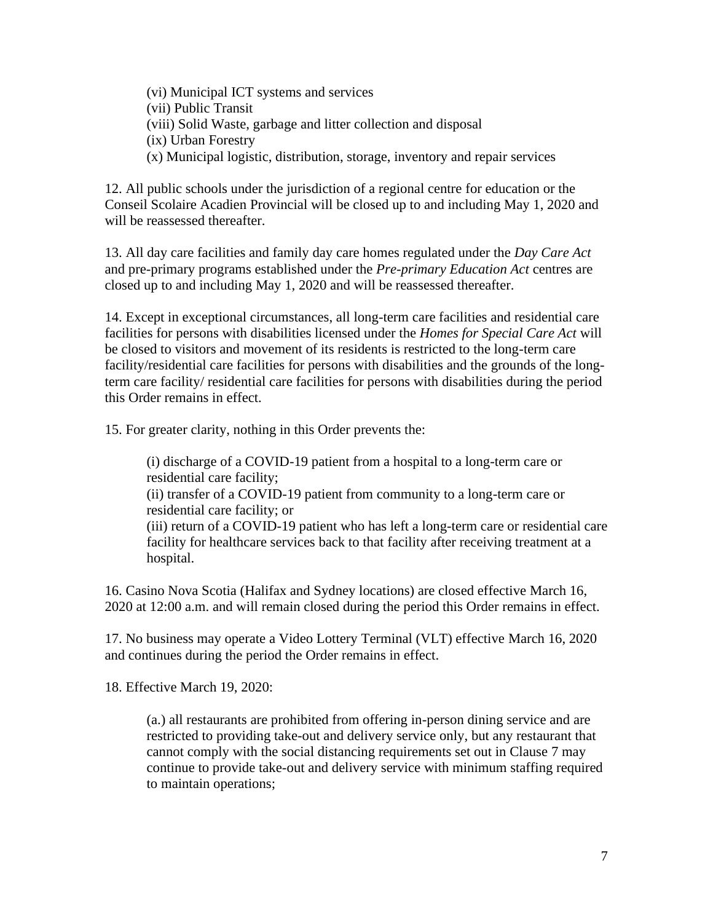(vi) Municipal ICT systems and services
(vii) Public Transit
(viii) Solid Waste, garbage and litter collection and disposal
(ix) Urban Forestry
(x) Municipal logistic, distribution, storage, inventory and repair services

12. All public schools under the jurisdiction of a regional centre for education or the Conseil Scolaire Acadien Provincial will be closed up to and including May 1, 2020 and will be reassessed thereafter.

13. All day care facilities and family day care homes regulated under the *Day Care Act* and pre-primary programs established under the *Pre-primary Education Act* centres are closed up to and including May 1, 2020 and will be reassessed thereafter.

14. Except in exceptional circumstances, all long-term care facilities and residential care facilities for persons with disabilities licensed under the *Homes for Special Care Act* will be closed to visitors and movement of its residents is restricted to the long-term care facility/residential care facilities for persons with disabilities and the grounds of the long-term care facility/ residential care facilities for persons with disabilities during the period this Order remains in effect.

15. For greater clarity, nothing in this Order prevents the:

(i) discharge of a COVID-19 patient from a hospital to a long-term care or residential care facility;
(ii) transfer of a COVID-19 patient from community to a long-term care or residential care facility; or
(iii) return of a COVID-19 patient who has left a long-term care or residential care facility for healthcare services back to that facility after receiving treatment at a hospital.

16. Casino Nova Scotia (Halifax and Sydney locations) are closed effective March 16, 2020 at 12:00 a.m. and will remain closed during the period this Order remains in effect.

17. No business may operate a Video Lottery Terminal (VLT) effective March 16, 2020 and continues during the period the Order remains in effect.

18. Effective March 19, 2020:

(a.) all restaurants are prohibited from offering in-person dining service and are restricted to providing take-out and delivery service only, but any restaurant that cannot comply with the social distancing requirements set out in Clause 7 may continue to provide take-out and delivery service with minimum staffing required to maintain operations;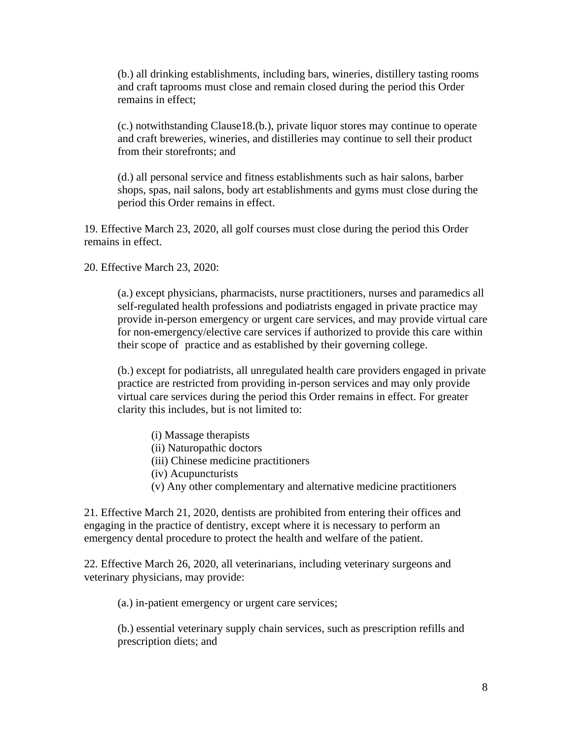(b.) all drinking establishments, including bars, wineries, distillery tasting rooms and craft taprooms must close and remain closed during the period this Order remains in effect;

(c.) notwithstanding Clause18.(b.), private liquor stores may continue to operate and craft breweries, wineries, and distilleries may continue to sell their product from their storefronts; and

(d.) all personal service and fitness establishments such as hair salons, barber shops, spas, nail salons, body art establishments and gyms must close during the period this Order remains in effect.

19. Effective March 23, 2020, all golf courses must close during the period this Order remains in effect.

20. Effective March 23, 2020:

(a.) except physicians, pharmacists, nurse practitioners, nurses and paramedics all self-regulated health professions and podiatrists engaged in private practice may provide in-person emergency or urgent care services, and may provide virtual care for non-emergency/elective care services if authorized to provide this care within their scope of practice and as established by their governing college.

(b.) except for podiatrists, all unregulated health care providers engaged in private practice are restricted from providing in-person services and may only provide virtual care services during the period this Order remains in effect. For greater clarity this includes, but is not limited to:

(i) Massage therapists
(ii) Naturopathic doctors
(iii) Chinese medicine practitioners
(iv) Acupuncturists
(v) Any other complementary and alternative medicine practitioners

21. Effective March 21, 2020, dentists are prohibited from entering their offices and engaging in the practice of dentistry, except where it is necessary to perform an emergency dental procedure to protect the health and welfare of the patient.

22. Effective March 26, 2020, all veterinarians, including veterinary surgeons and veterinary physicians, may provide:

(a.) in-patient emergency or urgent care services;

(b.) essential veterinary supply chain services, such as prescription refills and prescription diets; and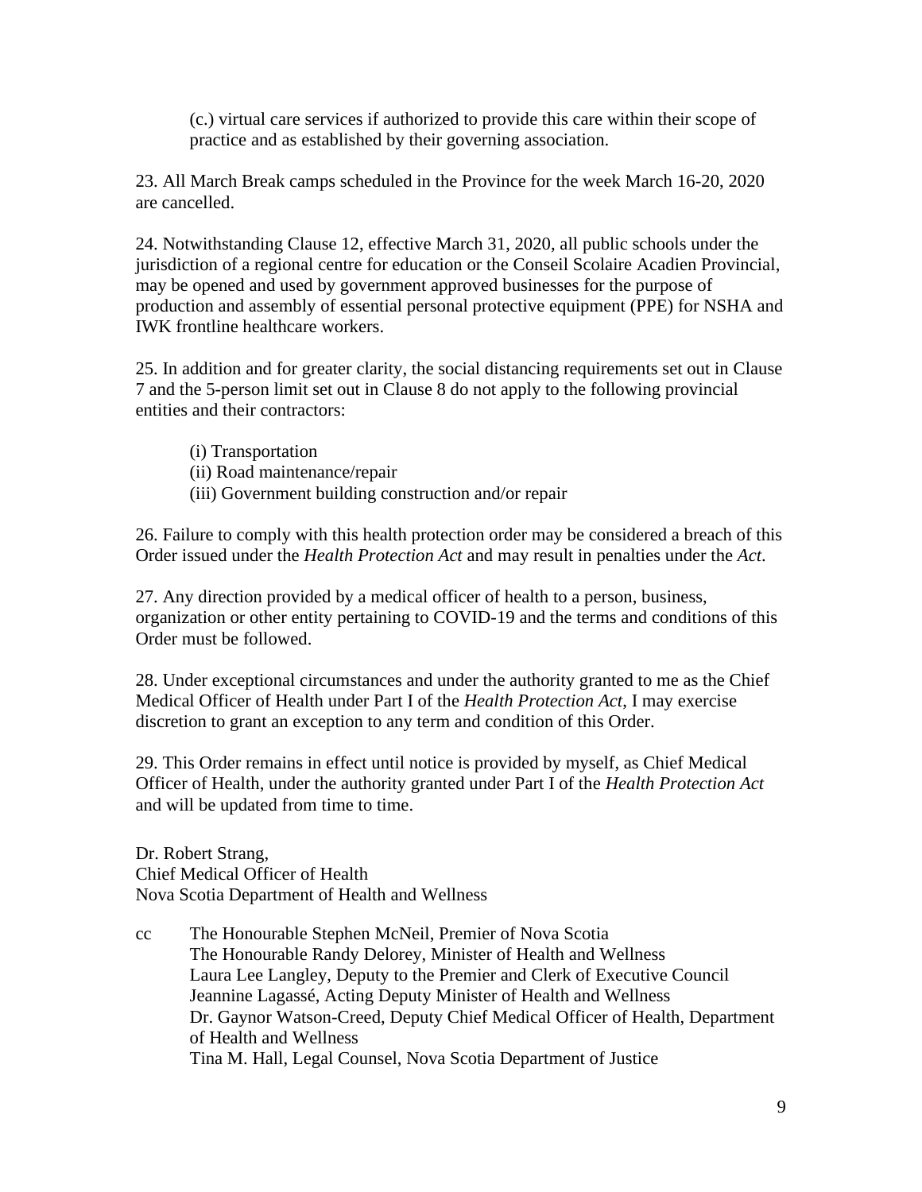(c.) virtual care services if authorized to provide this care within their scope of practice and as established by their governing association.

23. All March Break camps scheduled in the Province for the week March 16-20, 2020 are cancelled.

24. Notwithstanding Clause 12, effective March 31, 2020, all public schools under the jurisdiction of a regional centre for education or the Conseil Scolaire Acadien Provincial, may be opened and used by government approved businesses for the purpose of production and assembly of essential personal protective equipment (PPE) for NSHA and IWK frontline healthcare workers.

25. In addition and for greater clarity, the social distancing requirements set out in Clause 7 and the 5-person limit set out in Clause 8 do not apply to the following provincial entities and their contractors:

(i) Transportation
(ii) Road maintenance/repair
(iii) Government building construction and/or repair

26. Failure to comply with this health protection order may be considered a breach of this Order issued under the *Health Protection Act* and may result in penalties under the *Act*.

27. Any direction provided by a medical officer of health to a person, business, organization or other entity pertaining to COVID-19 and the terms and conditions of this Order must be followed.

28. Under exceptional circumstances and under the authority granted to me as the Chief Medical Officer of Health under Part I of the *Health Protection Act*, I may exercise discretion to grant an exception to any term and condition of this Order.

29. This Order remains in effect until notice is provided by myself, as Chief Medical Officer of Health, under the authority granted under Part I of the *Health Protection Act* and will be updated from time to time.

Dr. Robert Strang,
Chief Medical Officer of Health
Nova Scotia Department of Health and Wellness

cc The Honourable Stephen McNeil, Premier of Nova Scotia
The Honourable Randy Delorey, Minister of Health and Wellness
Laura Lee Langley, Deputy to the Premier and Clerk of Executive Council
Jeannine Lagassé, Acting Deputy Minister of Health and Wellness
Dr. Gaynor Watson-Creed, Deputy Chief Medical Officer of Health, Department of Health and Wellness
Tina M. Hall, Legal Counsel, Nova Scotia Department of Justice